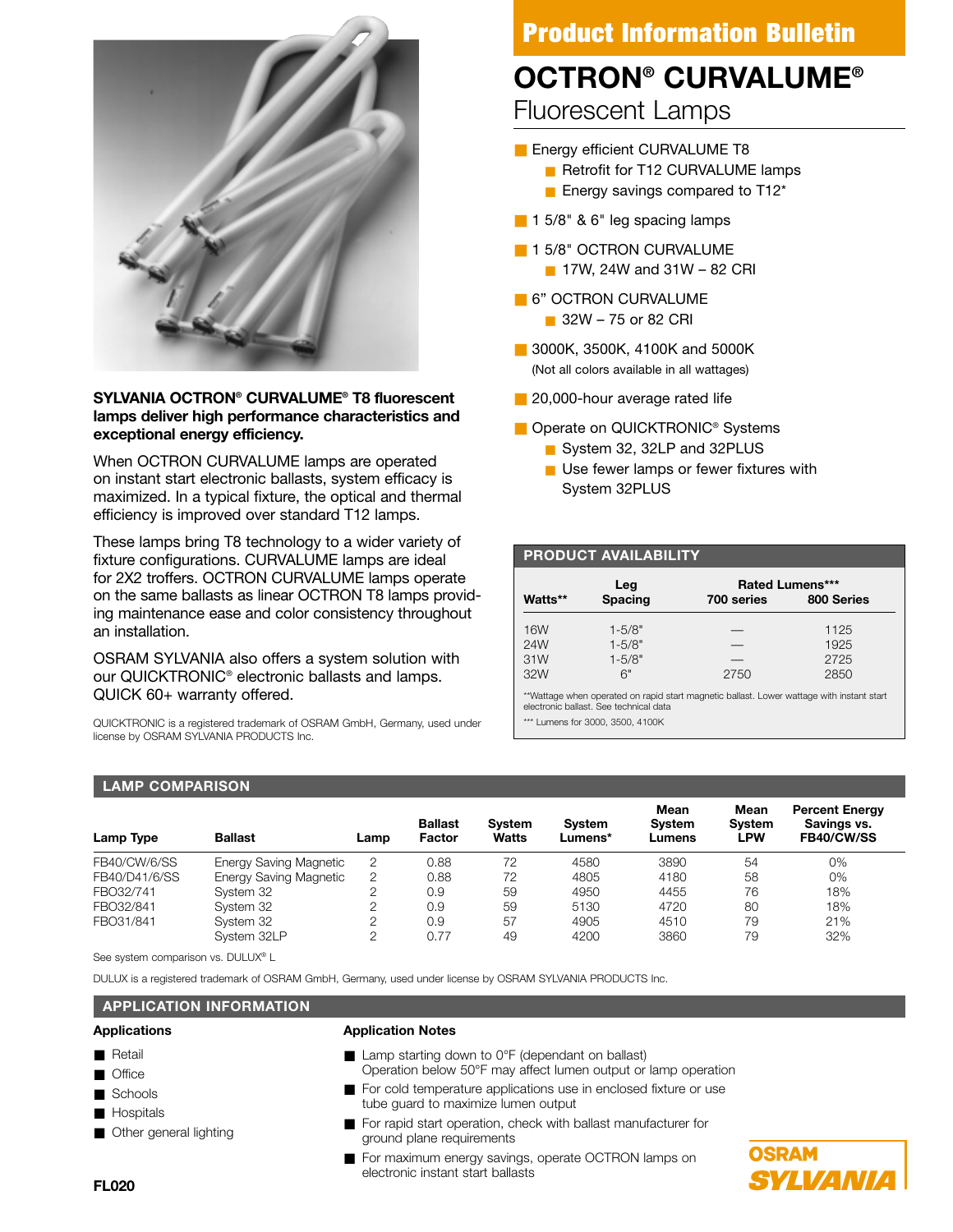# Product Information Bulletin

# OCTRON® CURVALUME®

## Fluorescent Lamps

- Energy efficient CURVALUME T8
  - Retrofit for T12 CURVALUME lamps
  - Energy savings compared to T12*
- 1 5/8" & 6" leg spacing lamps
- 1 5/8" OCTRON CURVALUME
  - 17W, 24W and 31W – 82 CRI
- 6" OCTRON CURVALUME
  - 32W – 75 or 82 CRI
- 3000K, 3500K, 4100K and 5000K
  (Not all colors available in all wattages)
- 20,000-hour average rated life
- Operate on QUICKTRONIC® Systems
  - System 32, 32LP and 32PLUS
  - Use fewer lamps or fewer fixtures with System 32PLUS

**SYLVANIA OCTRON® CURVALUME® T8 fluorescent lamps deliver high performance characteristics and exceptional energy efficiency.**

When OCTRON CURVALUME lamps are operated on instant start electronic ballasts, system efficacy is maximized. In a typical fixture, the optical and thermal efficiency is improved over standard T12 lamps.

These lamps bring T8 technology to a wider variety of fixture configurations. CURVALUME lamps are ideal for 2X2 troffers. OCTRON CURVALUME lamps operate on the same ballasts as linear OCTRON T8 lamps providing maintenance ease and color consistency throughout an installation.

OSRAM SYLVANIA also offers a system solution with our QUICKTRONIC® electronic ballasts and lamps. QUICK 60+ warranty offered.

QUICKTRONIC is a registered trademark of OSRAM GmbH, Germany, used under license by OSRAM SYLVANIA PRODUCTS Inc.

## PRODUCT AVAILABILITY

| Watts** | Leg Spacing | Rated Lumens*** 700 series | 800 Series |
|---|---|---|---|
| 16W | 1-5/8" | — | 1125 |
| 24W | 1-5/8" | — | 1925 |
| 31W | 1-5/8" | — | 2725 |
| 32W | 6" | 2750 | 2850 |

**Wattage when operated on rapid start magnetic ballast. Lower wattage with instant start electronic ballast. See technical data

*** Lumens for 3000, 3500, 4100K

## LAMP COMPARISON

| Lamp Type | Ballast | Lamp | Ballast Factor | System Watts | System Lumens* | Mean System Lumens | Mean System LPW | Percent Energy Savings vs. FB40/CW/SS |
|---|---|---|---|---|---|---|---|---|
| FB40/CW/6/SS | Energy Saving Magnetic | 2 | 0.88 | 72 | 4580 | 3890 | 54 | 0% |
| FB40/D41/6/SS | Energy Saving Magnetic | 2 | 0.88 | 72 | 4805 | 4180 | 58 | 0% |
| FBO32/741 | System 32 | 2 | 0.9 | 59 | 4950 | 4455 | 76 | 18% |
| FBO32/841 | System 32 | 2 | 0.9 | 59 | 5130 | 4720 | 80 | 18% |
| FBO31/841 | System 32 | 2 | 0.9 | 57 | 4905 | 4510 | 79 | 21% |
| | System 32LP | 2 | 0.77 | 49 | 4200 | 3860 | 79 | 32% |

See system comparison vs. DULUX® L

DULUX is a registered trademark of OSRAM GmbH, Germany, used under license by OSRAM SYLVANIA PRODUCTS Inc.

## APPLICATION INFORMATION

### Applications

- Retail
- Office
- Schools
- Hospitals
- Other general lighting

### Application Notes

- Lamp starting down to 0°F (dependant on ballast) Operation below 50°F may affect lumen output or lamp operation
- For cold temperature applications use in enclosed fixture or use tube guard to maximize lumen output
- For rapid start operation, check with ballast manufacturer for ground plane requirements
- For maximum energy savings, operate OCTRON lamps on electronic instant start ballasts

**FL020**

OSRAM SYLVANIA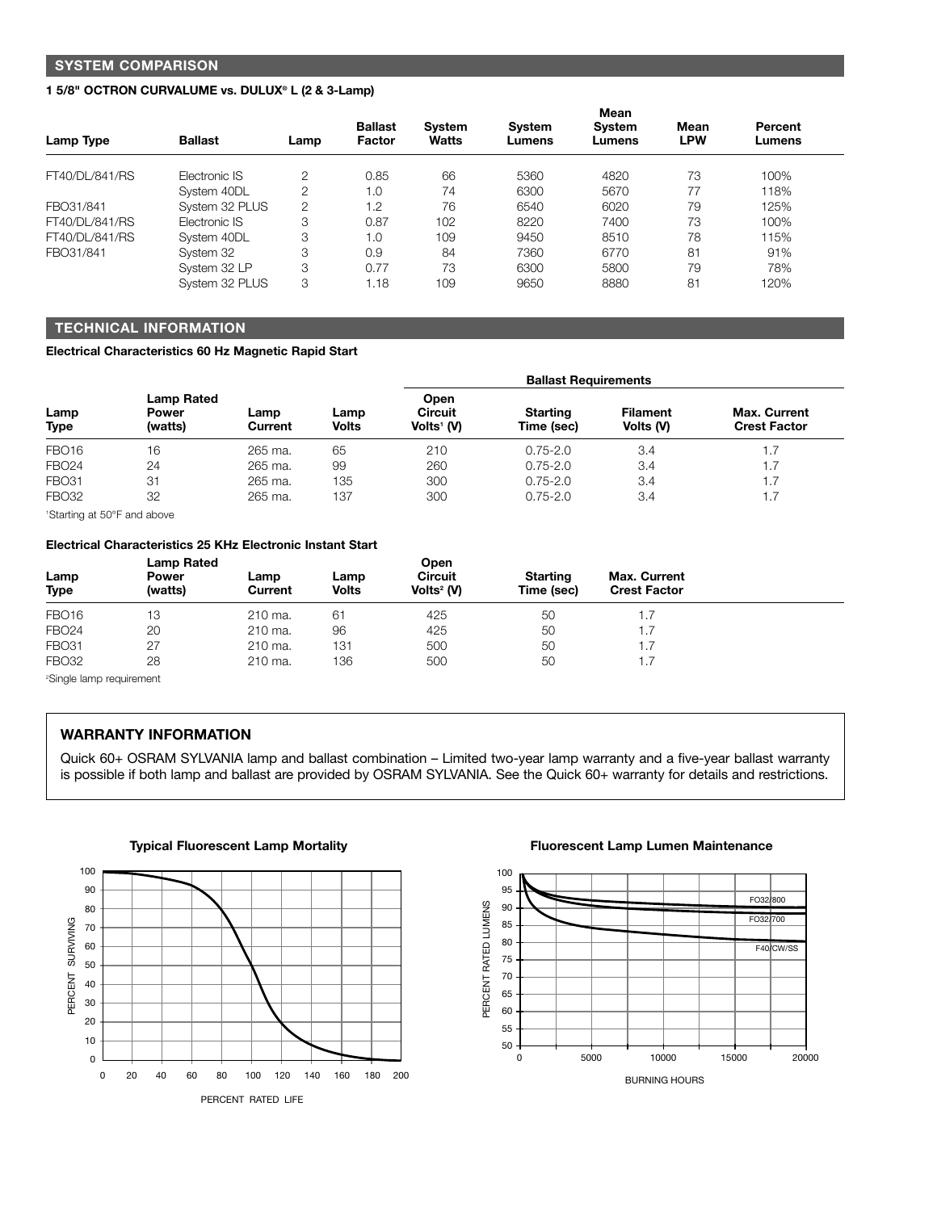## SYSTEM COMPARISON

**1 5/8" OCTRON CURVALUME vs. DULUX® L (2 & 3-Lamp)**

| Lamp Type | Ballast | Lamp | Ballast Factor | System Watts | System Lumens | Mean System Lumens | Mean LPW | Percent Lumens |
|---|---|---|---|---|---|---|---|---|
| FT40/DL/841/RS | Electronic IS | 2 | 0.85 | 66 | 5360 | 4820 | 73 | 100% |
| | System 40DL | 2 | 1.0 | 74 | 6300 | 5670 | 77 | 118% |
| FBO31/841 | System 32 PLUS | 2 | 1.2 | 76 | 6540 | 6020 | 79 | 125% |
| FT40/DL/841/RS | Electronic IS | 3 | 0.87 | 102 | 8220 | 7400 | 73 | 100% |
| FT40/DL/841/RS | System 40DL | 3 | 1.0 | 109 | 9450 | 8510 | 78 | 115% |
| FBO31/841 | System 32 | 3 | 0.9 | 84 | 7360 | 6770 | 81 | 91% |
| | System 32 LP | 3 | 0.77 | 73 | 6300 | 5800 | 79 | 78% |
| | System 32 PLUS | 3 | 1.18 | 109 | 9650 | 8880 | 81 | 120% |

## TECHNICAL INFORMATION

**Electrical Characteristics 60 Hz Magnetic Rapid Start**

| | | | | Ballast Requirements | | | |
|---|---|---|---|---|---|---|---|
| Lamp Type | Lamp Rated Power (watts) | Lamp Current | Lamp Volts | Open Circuit Volts[1] (V) | Starting Time (sec) | Filament Volts (V) | Max. Current Crest Factor |
| FBO16 | 16 | 265 ma. | 65 | 210 | 0.75-2.0 | 3.4 | 1.7 |
| FBO24 | 24 | 265 ma. | 99 | 260 | 0.75-2.0 | 3.4 | 1.7 |
| FBO31 | 31 | 265 ma. | 135 | 300 | 0.75-2.0 | 3.4 | 1.7 |
| FBO32 | 32 | 265 ma. | 137 | 300 | 0.75-2.0 | 3.4 | 1.7 |

[1]Starting at 50°F and above

**Electrical Characteristics 25 KHz Electronic Instant Start**

| Lamp Type | Lamp Rated Power (watts) | Lamp Current | Lamp Volts | Open Circuit Volts[2] (V) | Starting Time (sec) | Max. Current Crest Factor |
|---|---|---|---|---|---|---|
| FBO16 | 13 | 210 ma. | 61 | 425 | 50 | 1.7 |
| FBO24 | 20 | 210 ma. | 96 | 425 | 50 | 1.7 |
| FBO31 | 27 | 210 ma. | 131 | 500 | 50 | 1.7 |
| FBO32 | 28 | 210 ma. | 136 | 500 | 50 | 1.7 |

[2]Single lamp requirement

### WARRANTY INFORMATION

Quick 60+ OSRAM SYLVANIA lamp and ballast combination – Limited two-year lamp warranty and a five-year ballast warranty is possible if both lamp and ballast are provided by OSRAM SYLVANIA. See the Quick 60+ warranty for details and restrictions.

**Typical Fluorescent Lamp Mortality**

**Fluorescent Lamp Lumen Maintenance**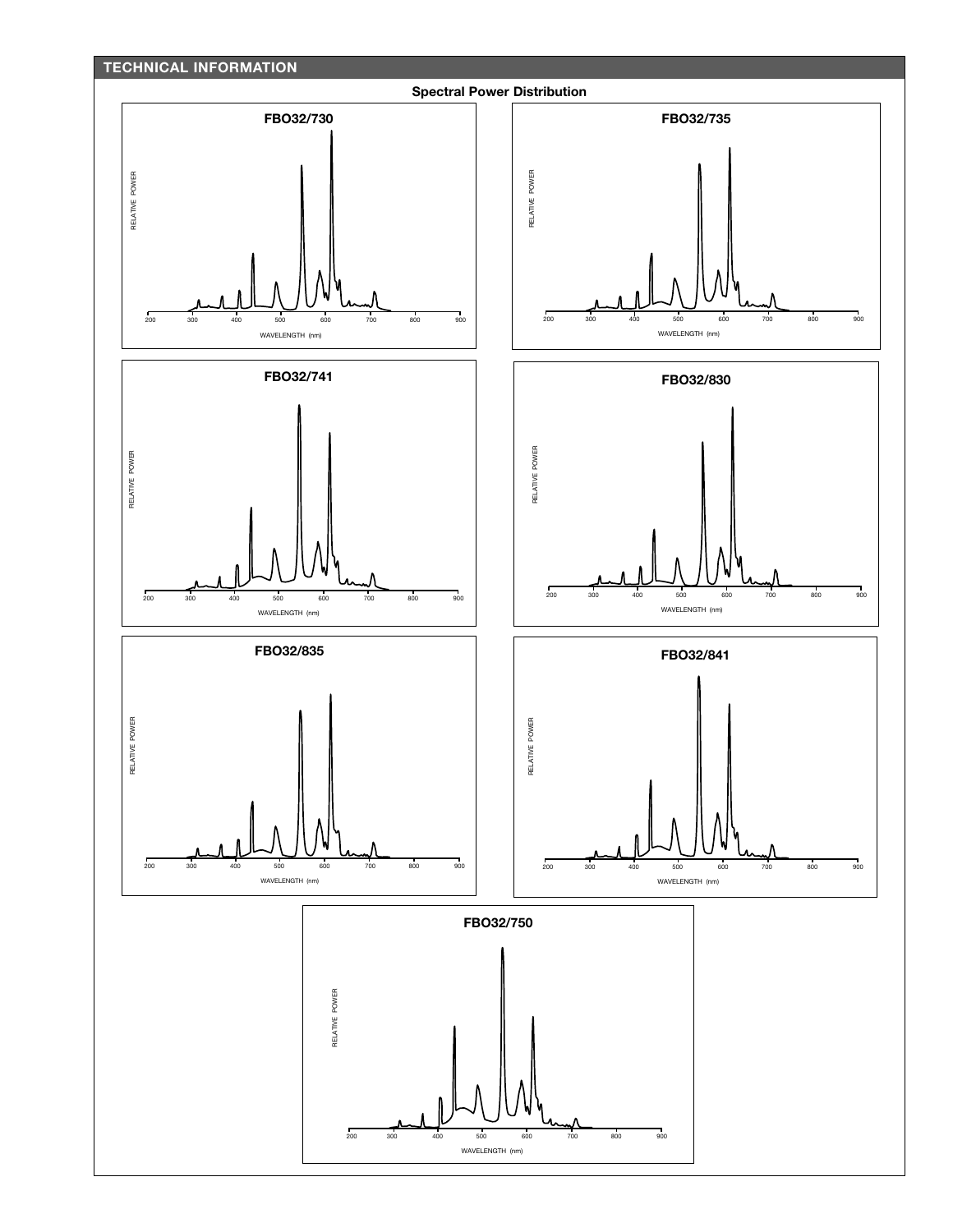## TECHNICAL INFORMATION

### Spectral Power Distribution

**FBO32/730**

RELATIVE POWER

200 300 400 500 600 700 800 900

WAVELENGTH (nm)

**FBO32/735**

RELATIVE POWER

200 300 400 500 600 700 800 900

WAVELENGTH (nm)

**FBO32/741**

RELATIVE POWER

200 300 400 500 600 700 800 900

WAVELENGTH (nm)

**FBO32/830**

RELATIVE POWER

200 300 400 500 600 700 800 900

WAVELENGTH (nm)

**FBO32/835**

RELATIVE POWER

200 300 400 500 600 700 800 900

WAVELENGTH (nm)

**FBO32/841**

RELATIVE POWER

200 300 400 500 600 700 800 900

WAVELENGTH (nm)

**FBO32/750**

RELATIVE POWER

200 300 400 500 600 700 800 900

WAVELENGTH (nm)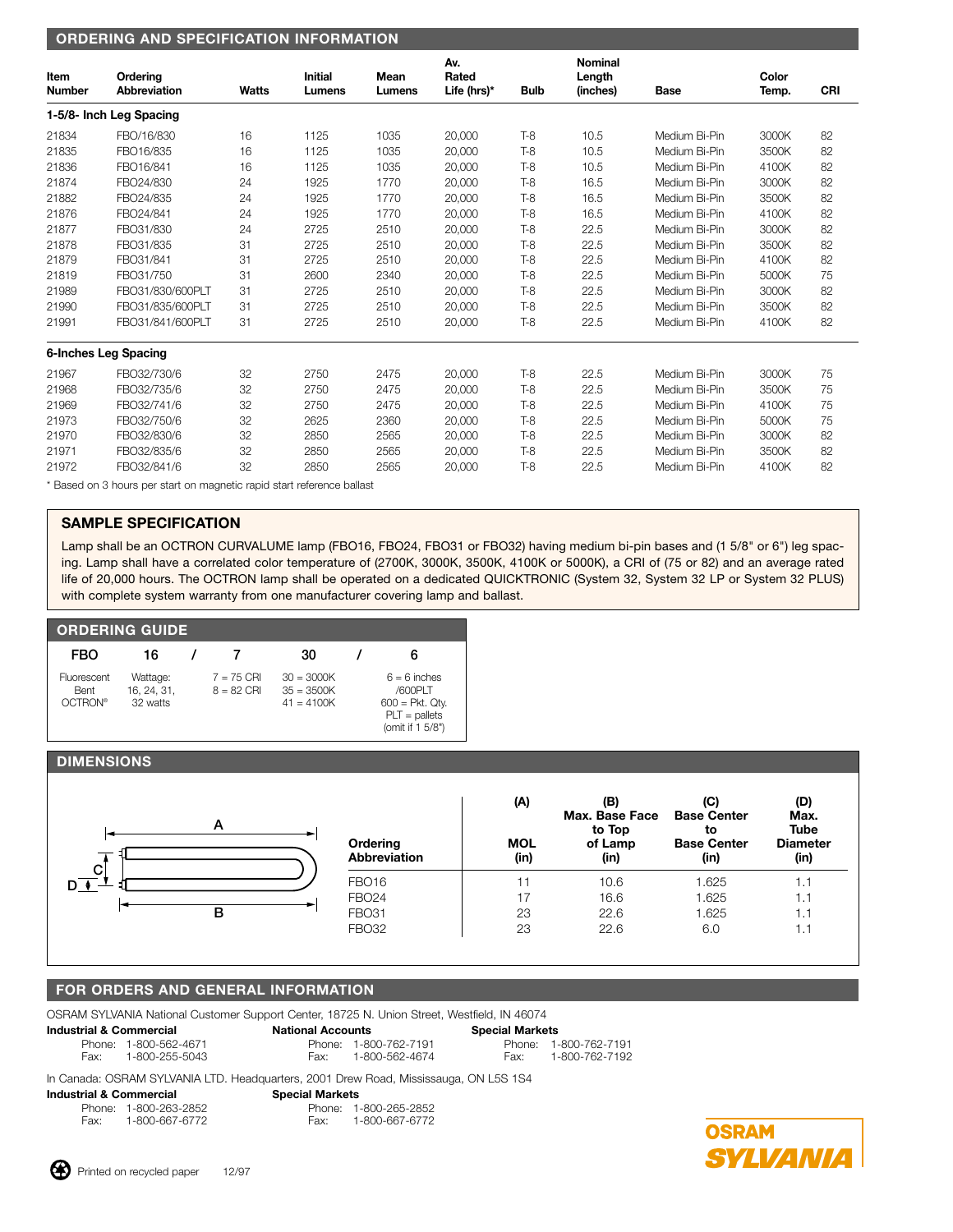## ORDERING AND SPECIFICATION INFORMATION

| Item Number | Ordering Abbreviation | Watts | Initial Lumens | Mean Lumens | Av. Rated Life (hrs)* | Bulb | Nominal Length (inches) | Base | Color Temp. | CRI |
|---|---|---|---|---|---|---|---|---|---|---|
| **1-5/8- Inch Leg Spacing** | | | | | | | | | | |
| 21834 | FBO/16/830 | 16 | 1125 | 1035 | 20,000 | T-8 | 10.5 | Medium Bi-Pin | 3000K | 82 |
| 21835 | FBO16/835 | 16 | 1125 | 1035 | 20,000 | T-8 | 10.5 | Medium Bi-Pin | 3500K | 82 |
| 21836 | FBO16/841 | 16 | 1125 | 1035 | 20,000 | T-8 | 10.5 | Medium Bi-Pin | 4100K | 82 |
| 21874 | FBO24/830 | 24 | 1925 | 1770 | 20,000 | T-8 | 16.5 | Medium Bi-Pin | 3000K | 82 |
| 21882 | FBO24/835 | 24 | 1925 | 1770 | 20,000 | T-8 | 16.5 | Medium Bi-Pin | 3500K | 82 |
| 21876 | FBO24/841 | 24 | 1925 | 1770 | 20,000 | T-8 | 16.5 | Medium Bi-Pin | 4100K | 82 |
| 21877 | FBO31/830 | 24 | 2725 | 2510 | 20,000 | T-8 | 22.5 | Medium Bi-Pin | 3000K | 82 |
| 21878 | FBO31/835 | 31 | 2725 | 2510 | 20,000 | T-8 | 22.5 | Medium Bi-Pin | 3500K | 82 |
| 21879 | FBO31/841 | 31 | 2725 | 2510 | 20,000 | T-8 | 22.5 | Medium Bi-Pin | 4100K | 82 |
| 21819 | FBO31/750 | 31 | 2600 | 2340 | 20,000 | T-8 | 22.5 | Medium Bi-Pin | 5000K | 75 |
| 21989 | FBO31/830/600PLT | 31 | 2725 | 2510 | 20,000 | T-8 | 22.5 | Medium Bi-Pin | 3000K | 82 |
| 21990 | FBO31/835/600PLT | 31 | 2725 | 2510 | 20,000 | T-8 | 22.5 | Medium Bi-Pin | 3500K | 82 |
| 21991 | FBO31/841/600PLT | 31 | 2725 | 2510 | 20,000 | T-8 | 22.5 | Medium Bi-Pin | 4100K | 82 |
| **6-Inches Leg Spacing** | | | | | | | | | | |
| 21967 | FBO32/730/6 | 32 | 2750 | 2475 | 20,000 | T-8 | 22.5 | Medium Bi-Pin | 3000K | 75 |
| 21968 | FBO32/735/6 | 32 | 2750 | 2475 | 20,000 | T-8 | 22.5 | Medium Bi-Pin | 3500K | 75 |
| 21969 | FBO32/741/6 | 32 | 2750 | 2475 | 20,000 | T-8 | 22.5 | Medium Bi-Pin | 4100K | 75 |
| 21973 | FBO32/750/6 | 32 | 2625 | 2360 | 20,000 | T-8 | 22.5 | Medium Bi-Pin | 5000K | 75 |
| 21970 | FBO32/830/6 | 32 | 2850 | 2565 | 20,000 | T-8 | 22.5 | Medium Bi-Pin | 3000K | 82 |
| 21971 | FBO32/835/6 | 32 | 2850 | 2565 | 20,000 | T-8 | 22.5 | Medium Bi-Pin | 3500K | 82 |
| 21972 | FBO32/841/6 | 32 | 2850 | 2565 | 20,000 | T-8 | 22.5 | Medium Bi-Pin | 4100K | 82 |

* Based on 3 hours per start on magnetic rapid start reference ballast

## SAMPLE SPECIFICATION

Lamp shall be an OCTRON CURVALUME lamp (FBO16, FBO24, FBO31 or FBO32) having medium bi-pin bases and (1 5/8" or 6") leg spacing. Lamp shall have a correlated color temperature of (2700K, 3000K, 3500K, 4100K or 5000K), a CRI of (75 or 82) and an average rated life of 20,000 hours. The OCTRON lamp shall be operated on a dedicated QUICKTRONIC (System 32, System 32 LP or System 32 PLUS) with complete system warranty from one manufacturer covering lamp and ballast.

## ORDERING GUIDE

| FBO | 16 | / | 7 | 30 | / | 6 |
|---|---|---|---|---|---|---|
| Fluorescent Bent OCTRON® | Wattage: 16, 24, 31, 32 watts | | 7 = 75 CRI<br>8 = 82 CRI | 30 = 3000K<br>35 = 3500K<br>41 = 4100K | | 6 = 6 inches<br>/600PLT<br>600 = Pkt. Qty.<br>PLT = pallets<br>(omit if 1 5/8") |

## DIMENSIONS

A

C

D

B

| Ordering Abbreviation | (A) MOL (in) | (B) Max. Base Face to Top of Lamp (in) | (C) Base Center to Base Center (in) | (D) Max. Tube Diameter (in) |
|---|---|---|---|---|
| FBO16 | 11 | 10.6 | 1.625 | 1.1 |
| FBO24 | 17 | 16.6 | 1.625 | 1.1 |
| FBO31 | 23 | 22.6 | 1.625 | 1.1 |
| FBO32 | 23 | 22.6 | 6.0 | 1.1 |

## FOR ORDERS AND GENERAL INFORMATION

OSRAM SYLVANIA National Customer Support Center, 18725 N. Union Street, Westfield, IN 46074

**Industrial & Commercial**
Phone: 1-800-562-4671
Fax: 1-800-255-5043

**National Accounts**
Phone: 1-800-762-7191
Fax: 1-800-562-4674

**Special Markets**
Phone: 1-800-762-7191
Fax: 1-800-762-7192

In Canada: OSRAM SYLVANIA LTD. Headquarters, 2001 Drew Road, Mississauga, ON L5S 1S4

**Industrial & Commercial**
Phone: 1-800-263-2852
Fax: 1-800-667-6772

**Special Markets**
Phone: 1-800-265-2852
Fax: 1-800-667-6772

OSRAM SYLVANIA

Printed on recycled paper 12/97